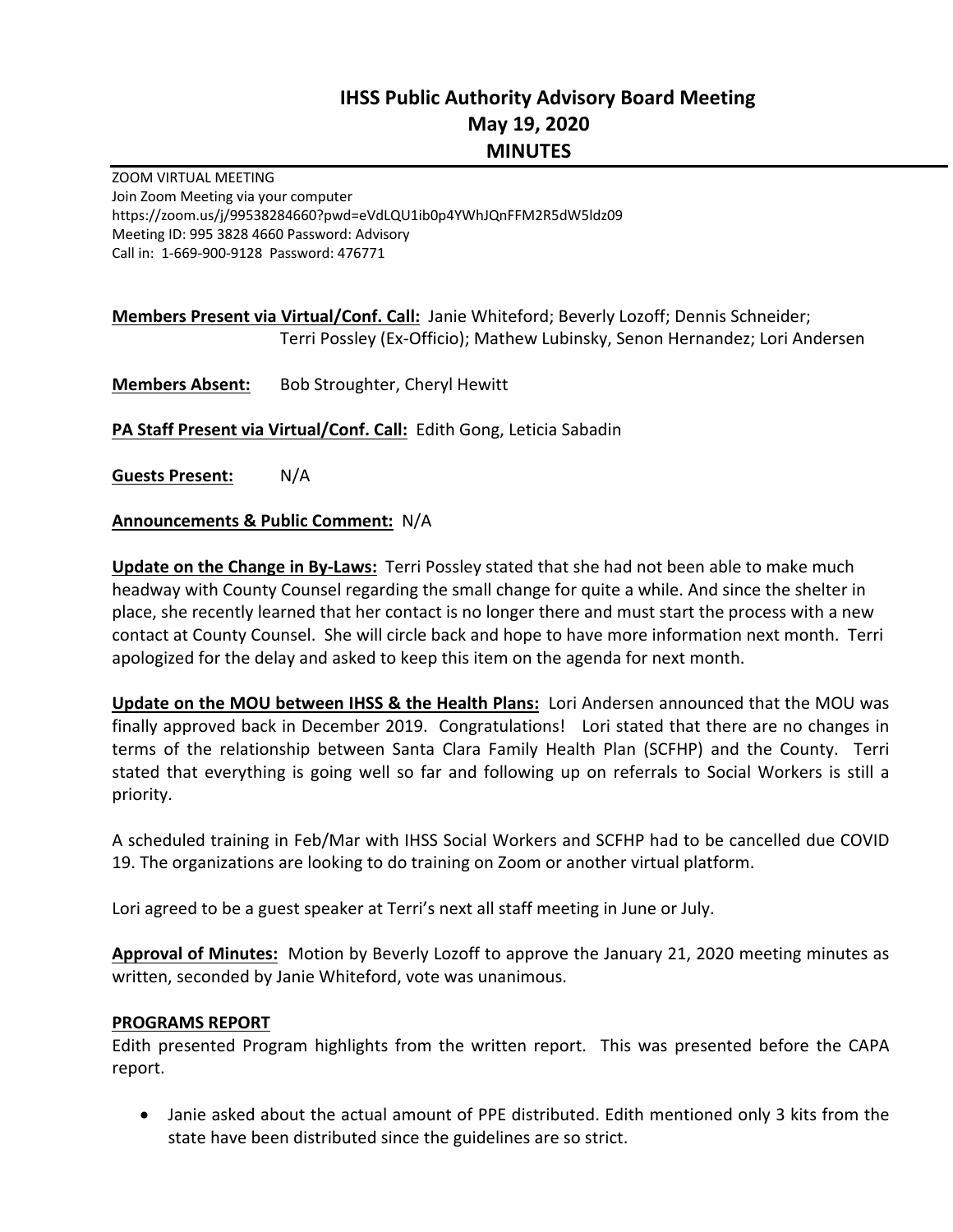# IHSS Public Authority Advisory Board Meeting
# May 19, 2020
# MINUTES

ZOOM VIRTUAL MEETING
Join Zoom Meeting via your computer
https://zoom.us/j/99538284660?pwd=eVdLQU1ib0p4YWhJQnFFM2R5dW5ldz09
Meeting ID: 995 3828 4660 Password: Advisory
Call in: 1-669-900-9128 Password: 476771

**Members Present via Virtual/Conf. Call:** Janie Whiteford; Beverly Lozoff; Dennis Schneider; Terri Possley (Ex-Officio); Mathew Lubinsky, Senon Hernandez; Lori Andersen

**Members Absent:** Bob Stroughter, Cheryl Hewitt

**PA Staff Present via Virtual/Conf. Call:** Edith Gong, Leticia Sabadin

**Guests Present:** N/A

**Announcements & Public Comment:** N/A

**Update on the Change in By-Laws:** Terri Possley stated that she had not been able to make much headway with County Counsel regarding the small change for quite a while. And since the shelter in place, she recently learned that her contact is no longer there and must start the process with a new contact at County Counsel. She will circle back and hope to have more information next month. Terri apologized for the delay and asked to keep this item on the agenda for next month.

**Update on the MOU between IHSS & the Health Plans:** Lori Andersen announced that the MOU was finally approved back in December 2019. Congratulations! Lori stated that there are no changes in terms of the relationship between Santa Clara Family Health Plan (SCFHP) and the County. Terri stated that everything is going well so far and following up on referrals to Social Workers is still a priority.

A scheduled training in Feb/Mar with IHSS Social Workers and SCFHP had to be cancelled due COVID 19. The organizations are looking to do training on Zoom or another virtual platform.

Lori agreed to be a guest speaker at Terri's next all staff meeting in June or July.

**Approval of Minutes:** Motion by Beverly Lozoff to approve the January 21, 2020 meeting minutes as written, seconded by Janie Whiteford, vote was unanimous.

**PROGRAMS REPORT**

Edith presented Program highlights from the written report. This was presented before the CAPA report.

- Janie asked about the actual amount of PPE distributed. Edith mentioned only 3 kits from the state have been distributed since the guidelines are so strict.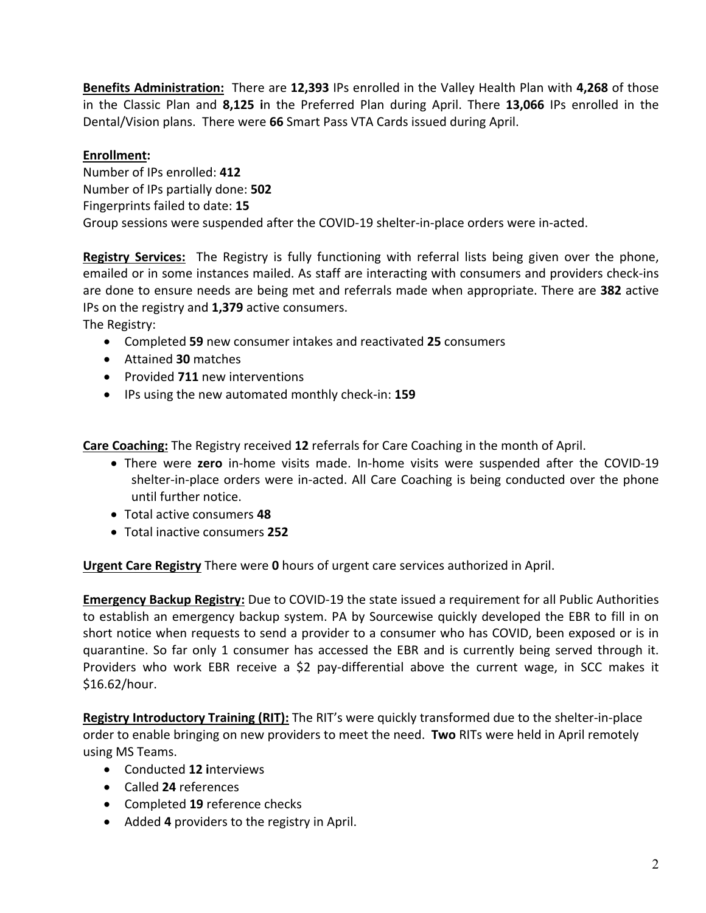**<u>Benefits Administration:</u>** There are **12,393** IPs enrolled in the Valley Health Plan with **4,268** of those in the Classic Plan and **8,125 i**n the Preferred Plan during April. There **13,066** IPs enrolled in the Dental/Vision plans. There were **66** Smart Pass VTA Cards issued during April.

**<u>Enrollment</u>:**
Number of IPs enrolled: **412**
Number of IPs partially done: **502**
Fingerprints failed to date: **15**
Group sessions were suspended after the COVID-19 shelter-in-place orders were in-acted.

**<u>Registry Services:</u>** The Registry is fully functioning with referral lists being given over the phone, emailed or in some instances mailed. As staff are interacting with consumers and providers check-ins are done to ensure needs are being met and referrals made when appropriate. There are **382** active IPs on the registry and **1,379** active consumers.
The Registry:

- Completed **59** new consumer intakes and reactivated **25** consumers
- Attained **30** matches
- Provided **711** new interventions
- IPs using the new automated monthly check-in: **159**

**<u>Care Coaching:</u>** The Registry received **12** referrals for Care Coaching in the month of April.

- There were **zero** in-home visits made. In-home visits were suspended after the COVID-19 shelter-in-place orders were in-acted. All Care Coaching is being conducted over the phone until further notice.
- Total active consumers **48**
- Total inactive consumers **252**

**<u>Urgent Care Registry</u>** There were **0** hours of urgent care services authorized in April.

**<u>Emergency Backup Registry:</u>** Due to COVID-19 the state issued a requirement for all Public Authorities to establish an emergency backup system. PA by Sourcewise quickly developed the EBR to fill in on short notice when requests to send a provider to a consumer who has COVID, been exposed or is in quarantine. So far only 1 consumer has accessed the EBR and is currently being served through it. Providers who work EBR receive a $2 pay-differential above the current wage, in SCC makes it $16.62/hour.

**<u>Registry Introductory Training (RIT):</u>** The RIT's were quickly transformed due to the shelter-in-place order to enable bringing on new providers to meet the need. **Two** RITs were held in April remotely using MS Teams.

- Conducted **12 i**nterviews
- Called **24** references
- Completed **19** reference checks
- Added **4** providers to the registry in April.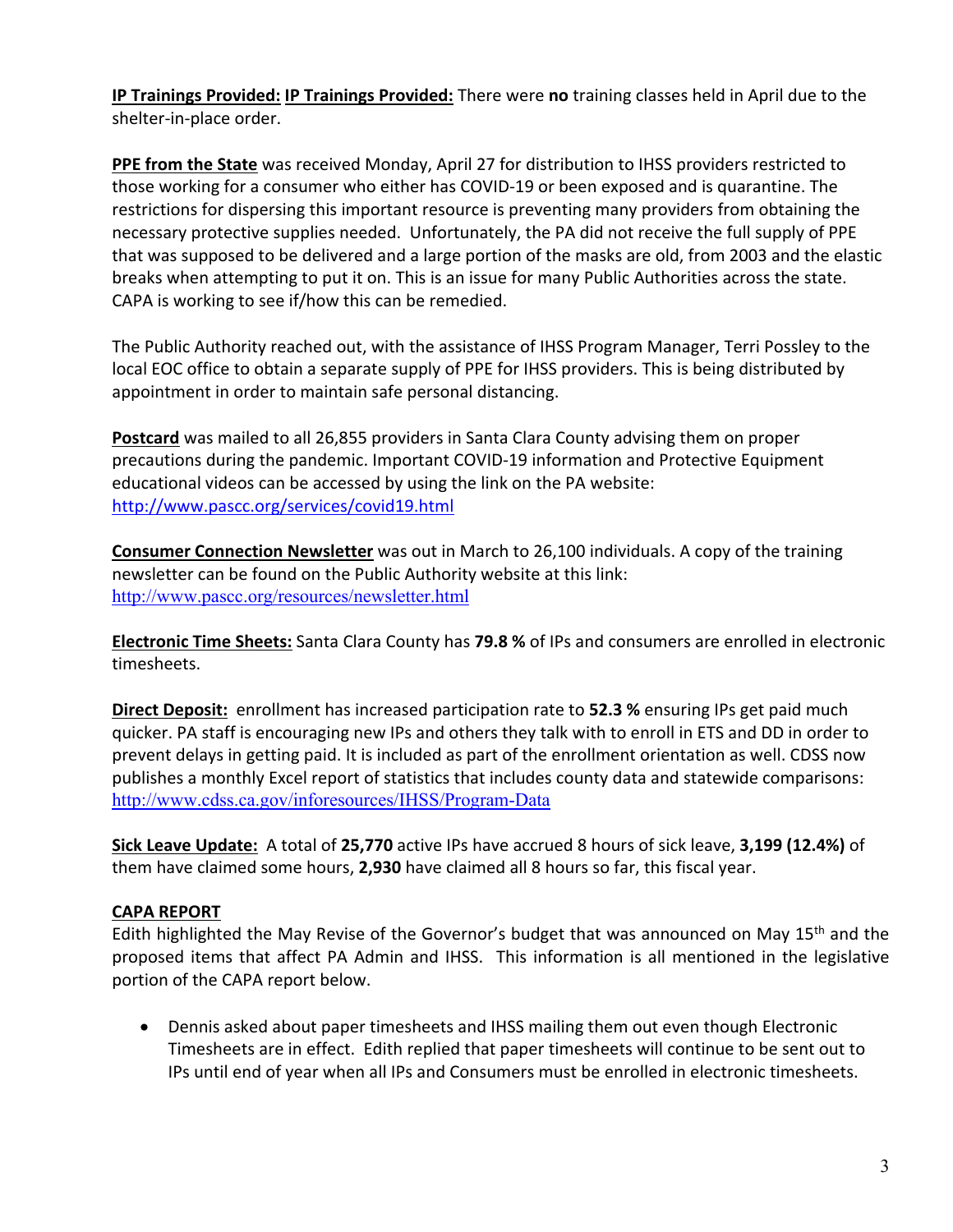**IP Trainings Provided:** **IP Trainings Provided:** There were **no** training classes held in April due to the shelter-in-place order.

**PPE from the State** was received Monday, April 27 for distribution to IHSS providers restricted to those working for a consumer who either has COVID-19 or been exposed and is quarantine. The restrictions for dispersing this important resource is preventing many providers from obtaining the necessary protective supplies needed. Unfortunately, the PA did not receive the full supply of PPE that was supposed to be delivered and a large portion of the masks are old, from 2003 and the elastic breaks when attempting to put it on. This is an issue for many Public Authorities across the state. CAPA is working to see if/how this can be remedied.

The Public Authority reached out, with the assistance of IHSS Program Manager, Terri Possley to the local EOC office to obtain a separate supply of PPE for IHSS providers. This is being distributed by appointment in order to maintain safe personal distancing.

**Postcard** was mailed to all 26,855 providers in Santa Clara County advising them on proper precautions during the pandemic. Important COVID-19 information and Protective Equipment educational videos can be accessed by using the link on the PA website: http://www.pascc.org/services/covid19.html

**Consumer Connection Newsletter** was out in March to 26,100 individuals. A copy of the training newsletter can be found on the Public Authority website at this link: http://www.pascc.org/resources/newsletter.html

**Electronic Time Sheets:** Santa Clara County has **79.8 %** of IPs and consumers are enrolled in electronic timesheets.

**Direct Deposit:** enrollment has increased participation rate to **52.3 %** ensuring IPs get paid much quicker. PA staff is encouraging new IPs and others they talk with to enroll in ETS and DD in order to prevent delays in getting paid. It is included as part of the enrollment orientation as well. CDSS now publishes a monthly Excel report of statistics that includes county data and statewide comparisons: http://www.cdss.ca.gov/inforesources/IHSS/Program-Data

**Sick Leave Update:** A total of **25,770** active IPs have accrued 8 hours of sick leave, **3,199 (12.4%)** of them have claimed some hours, **2,930** have claimed all 8 hours so far, this fiscal year.

**CAPA REPORT**

Edith highlighted the May Revise of the Governor's budget that was announced on May 15th and the proposed items that affect PA Admin and IHSS. This information is all mentioned in the legislative portion of the CAPA report below.

- Dennis asked about paper timesheets and IHSS mailing them out even though Electronic Timesheets are in effect. Edith replied that paper timesheets will continue to be sent out to IPs until end of year when all IPs and Consumers must be enrolled in electronic timesheets.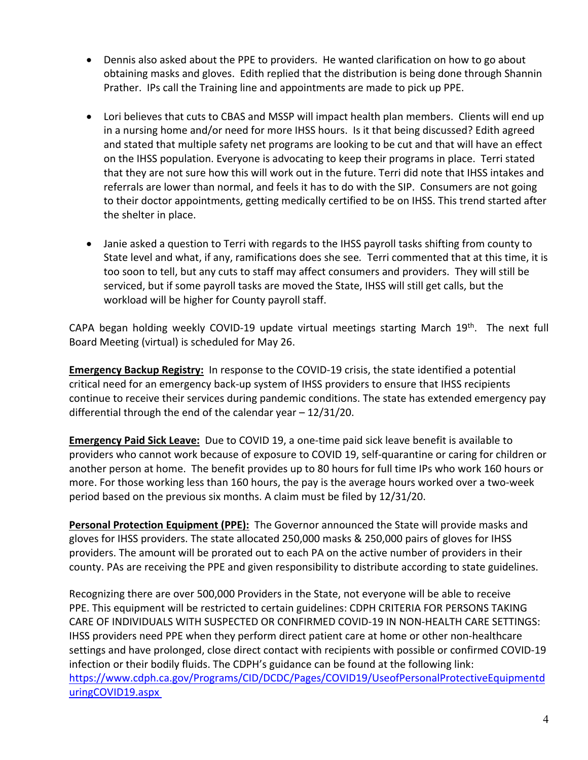- Dennis also asked about the PPE to providers. He wanted clarification on how to go about obtaining masks and gloves. Edith replied that the distribution is being done through Shannin Prather. IPs call the Training line and appointments are made to pick up PPE.

- Lori believes that cuts to CBAS and MSSP will impact health plan members. Clients will end up in a nursing home and/or need for more IHSS hours. Is it that being discussed? Edith agreed and stated that multiple safety net programs are looking to be cut and that will have an effect on the IHSS population. Everyone is advocating to keep their programs in place. Terri stated that they are not sure how this will work out in the future. Terri did note that IHSS intakes and referrals are lower than normal, and feels it has to do with the SIP. Consumers are not going to their doctor appointments, getting medically certified to be on IHSS. This trend started after the shelter in place.

- Janie asked a question to Terri with regards to the IHSS payroll tasks shifting from county to State level and what, if any, ramifications does she see. Terri commented that at this time, it is too soon to tell, but any cuts to staff may affect consumers and providers. They will still be serviced, but if some payroll tasks are moved the State, IHSS will still get calls, but the workload will be higher for County payroll staff.

CAPA began holding weekly COVID-19 update virtual meetings starting March 19th. The next full Board Meeting (virtual) is scheduled for May 26.

**Emergency Backup Registry:** In response to the COVID-19 crisis, the state identified a potential critical need for an emergency back-up system of IHSS providers to ensure that IHSS recipients continue to receive their services during pandemic conditions. The state has extended emergency pay differential through the end of the calendar year – 12/31/20.

**Emergency Paid Sick Leave:** Due to COVID 19, a one-time paid sick leave benefit is available to providers who cannot work because of exposure to COVID 19, self-quarantine or caring for children or another person at home. The benefit provides up to 80 hours for full time IPs who work 160 hours or more. For those working less than 160 hours, the pay is the average hours worked over a two-week period based on the previous six months. A claim must be filed by 12/31/20.

**Personal Protection Equipment (PPE):** The Governor announced the State will provide masks and gloves for IHSS providers. The state allocated 250,000 masks & 250,000 pairs of gloves for IHSS providers. The amount will be prorated out to each PA on the active number of providers in their county. PAs are receiving the PPE and given responsibility to distribute according to state guidelines.

Recognizing there are over 500,000 Providers in the State, not everyone will be able to receive PPE. This equipment will be restricted to certain guidelines: CDPH CRITERIA FOR PERSONS TAKING CARE OF INDIVIDUALS WITH SUSPECTED OR CONFIRMED COVID-19 IN NON-HEALTH CARE SETTINGS: IHSS providers need PPE when they perform direct patient care at home or other non-healthcare settings and have prolonged, close direct contact with recipients with possible or confirmed COVID-19 infection or their bodily fluids. The CDPH's guidance can be found at the following link: https://www.cdph.ca.gov/Programs/CID/DCDC/Pages/COVID19/UseofPersonalProtectiveEquipmentduringCOVID19.aspx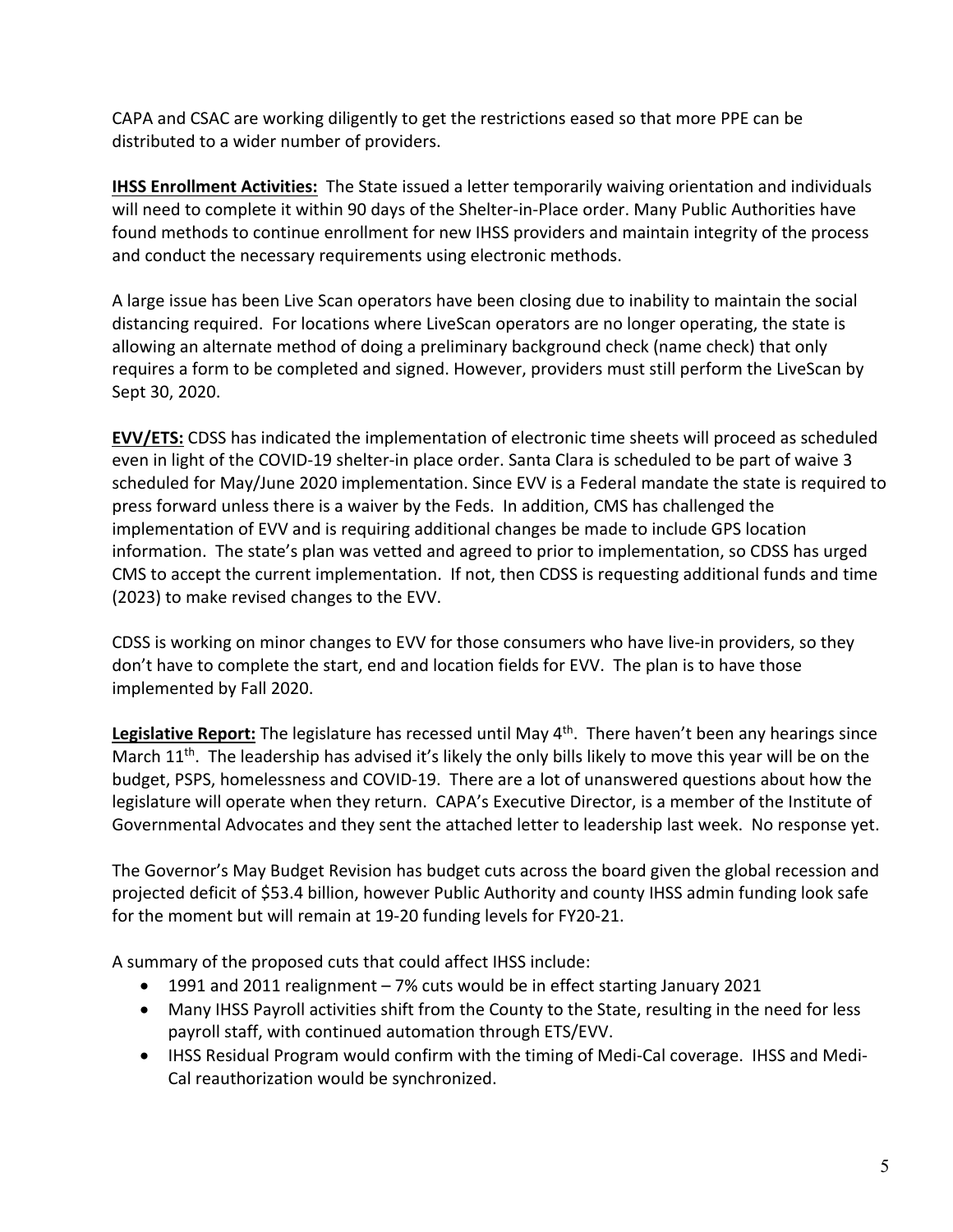CAPA and CSAC are working diligently to get the restrictions eased so that more PPE can be distributed to a wider number of providers.

**IHSS Enrollment Activities:** The State issued a letter temporarily waiving orientation and individuals will need to complete it within 90 days of the Shelter-in-Place order. Many Public Authorities have found methods to continue enrollment for new IHSS providers and maintain integrity of the process and conduct the necessary requirements using electronic methods.

A large issue has been Live Scan operators have been closing due to inability to maintain the social distancing required. For locations where LiveScan operators are no longer operating, the state is allowing an alternate method of doing a preliminary background check (name check) that only requires a form to be completed and signed. However, providers must still perform the LiveScan by Sept 30, 2020.

**EVV/ETS:** CDSS has indicated the implementation of electronic time sheets will proceed as scheduled even in light of the COVID-19 shelter-in place order. Santa Clara is scheduled to be part of waive 3 scheduled for May/June 2020 implementation. Since EVV is a Federal mandate the state is required to press forward unless there is a waiver by the Feds. In addition, CMS has challenged the implementation of EVV and is requiring additional changes be made to include GPS location information. The state's plan was vetted and agreed to prior to implementation, so CDSS has urged CMS to accept the current implementation. If not, then CDSS is requesting additional funds and time (2023) to make revised changes to the EVV.

CDSS is working on minor changes to EVV for those consumers who have live-in providers, so they don't have to complete the start, end and location fields for EVV. The plan is to have those implemented by Fall 2020.

**Legislative Report:** The legislature has recessed until May 4th. There haven't been any hearings since March 11th. The leadership has advised it's likely the only bills likely to move this year will be on the budget, PSPS, homelessness and COVID-19. There are a lot of unanswered questions about how the legislature will operate when they return. CAPA's Executive Director, is a member of the Institute of Governmental Advocates and they sent the attached letter to leadership last week. No response yet.

The Governor's May Budget Revision has budget cuts across the board given the global recession and projected deficit of $53.4 billion, however Public Authority and county IHSS admin funding look safe for the moment but will remain at 19-20 funding levels for FY20-21.

A summary of the proposed cuts that could affect IHSS include:

- 1991 and 2011 realignment – 7% cuts would be in effect starting January 2021
- Many IHSS Payroll activities shift from the County to the State, resulting in the need for less payroll staff, with continued automation through ETS/EVV.
- IHSS Residual Program would confirm with the timing of Medi-Cal coverage. IHSS and Medi-Cal reauthorization would be synchronized.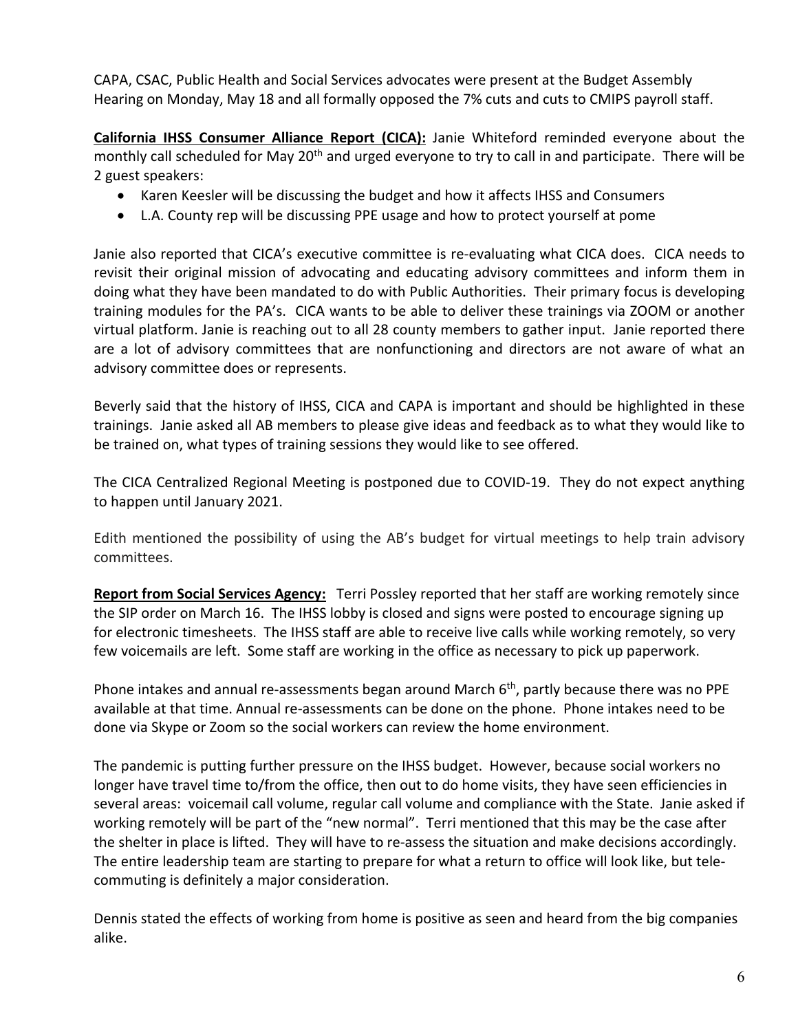CAPA, CSAC, Public Health and Social Services advocates were present at the Budget Assembly Hearing on Monday, May 18 and all formally opposed the 7% cuts and cuts to CMIPS payroll staff.

**California IHSS Consumer Alliance Report (CICA):** Janie Whiteford reminded everyone about the monthly call scheduled for May 20th and urged everyone to try to call in and participate. There will be 2 guest speakers:

- Karen Keesler will be discussing the budget and how it affects IHSS and Consumers
- L.A. County rep will be discussing PPE usage and how to protect yourself at pome

Janie also reported that CICA's executive committee is re-evaluating what CICA does. CICA needs to revisit their original mission of advocating and educating advisory committees and inform them in doing what they have been mandated to do with Public Authorities. Their primary focus is developing training modules for the PA's. CICA wants to be able to deliver these trainings via ZOOM or another virtual platform. Janie is reaching out to all 28 county members to gather input. Janie reported there are a lot of advisory committees that are nonfunctioning and directors are not aware of what an advisory committee does or represents.

Beverly said that the history of IHSS, CICA and CAPA is important and should be highlighted in these trainings. Janie asked all AB members to please give ideas and feedback as to what they would like to be trained on, what types of training sessions they would like to see offered.

The CICA Centralized Regional Meeting is postponed due to COVID-19. They do not expect anything to happen until January 2021.

Edith mentioned the possibility of using the AB's budget for virtual meetings to help train advisory committees.

**Report from Social Services Agency:** Terri Possley reported that her staff are working remotely since the SIP order on March 16. The IHSS lobby is closed and signs were posted to encourage signing up for electronic timesheets. The IHSS staff are able to receive live calls while working remotely, so very few voicemails are left. Some staff are working in the office as necessary to pick up paperwork.

Phone intakes and annual re-assessments began around March 6th, partly because there was no PPE available at that time. Annual re-assessments can be done on the phone. Phone intakes need to be done via Skype or Zoom so the social workers can review the home environment.

The pandemic is putting further pressure on the IHSS budget. However, because social workers no longer have travel time to/from the office, then out to do home visits, they have seen efficiencies in several areas: voicemail call volume, regular call volume and compliance with the State. Janie asked if working remotely will be part of the "new normal". Terri mentioned that this may be the case after the shelter in place is lifted. They will have to re-assess the situation and make decisions accordingly. The entire leadership team are starting to prepare for what a return to office will look like, but tele-commuting is definitely a major consideration.

Dennis stated the effects of working from home is positive as seen and heard from the big companies alike.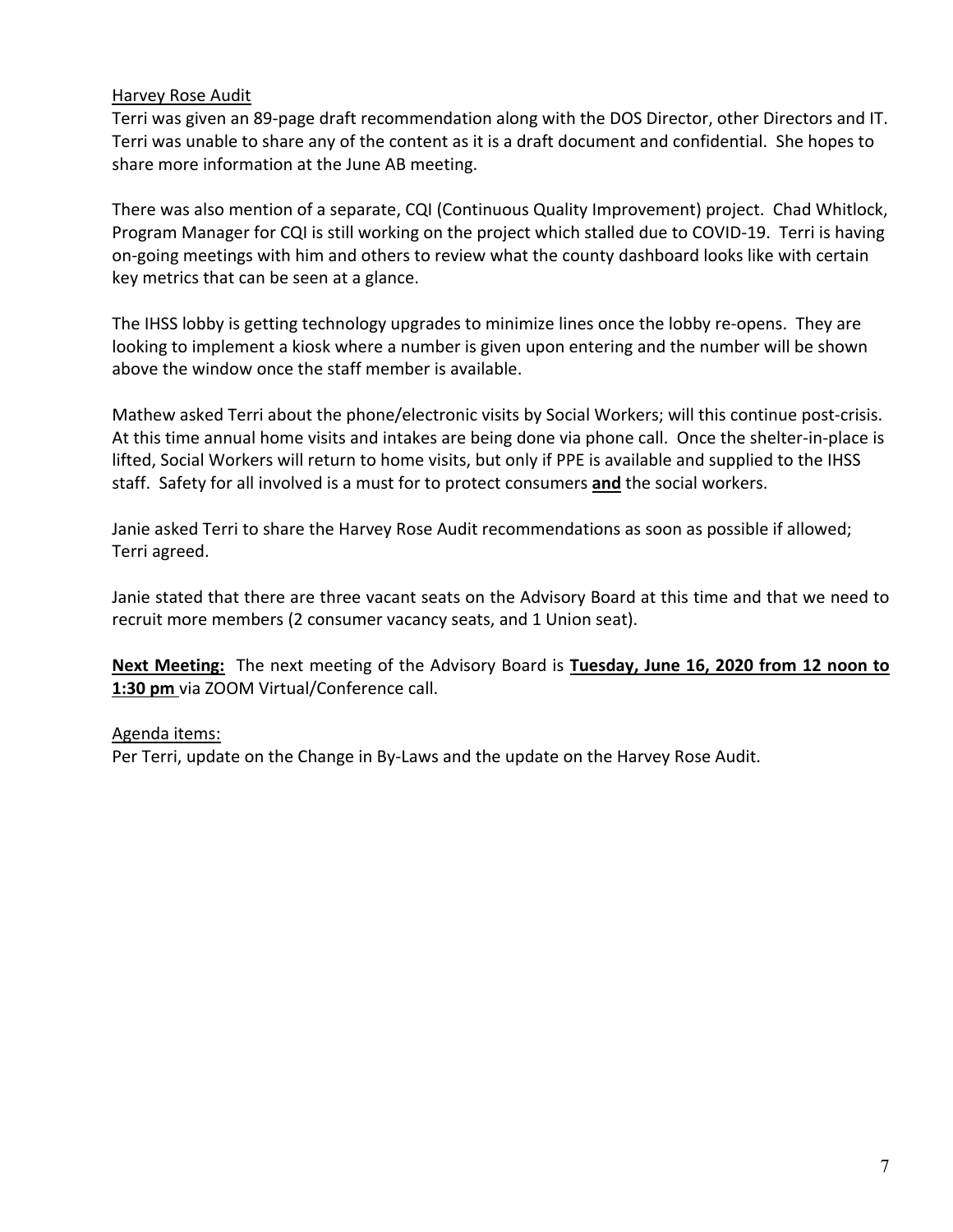Harvey Rose Audit

Terri was given an 89-page draft recommendation along with the DOS Director, other Directors and IT. Terri was unable to share any of the content as it is a draft document and confidential. She hopes to share more information at the June AB meeting.

There was also mention of a separate, CQI (Continuous Quality Improvement) project. Chad Whitlock, Program Manager for CQI is still working on the project which stalled due to COVID-19. Terri is having on-going meetings with him and others to review what the county dashboard looks like with certain key metrics that can be seen at a glance.

The IHSS lobby is getting technology upgrades to minimize lines once the lobby re-opens. They are looking to implement a kiosk where a number is given upon entering and the number will be shown above the window once the staff member is available.

Mathew asked Terri about the phone/electronic visits by Social Workers; will this continue post-crisis. At this time annual home visits and intakes are being done via phone call. Once the shelter-in-place is lifted, Social Workers will return to home visits, but only if PPE is available and supplied to the IHSS staff. Safety for all involved is a must for to protect consumers **and** the social workers.

Janie asked Terri to share the Harvey Rose Audit recommendations as soon as possible if allowed; Terri agreed.

Janie stated that there are three vacant seats on the Advisory Board at this time and that we need to recruit more members (2 consumer vacancy seats, and 1 Union seat).

**Next Meeting:** The next meeting of the Advisory Board is **Tuesday, June 16, 2020 from 12 noon to 1:30 pm** via ZOOM Virtual/Conference call.

Agenda items:

Per Terri, update on the Change in By-Laws and the update on the Harvey Rose Audit.